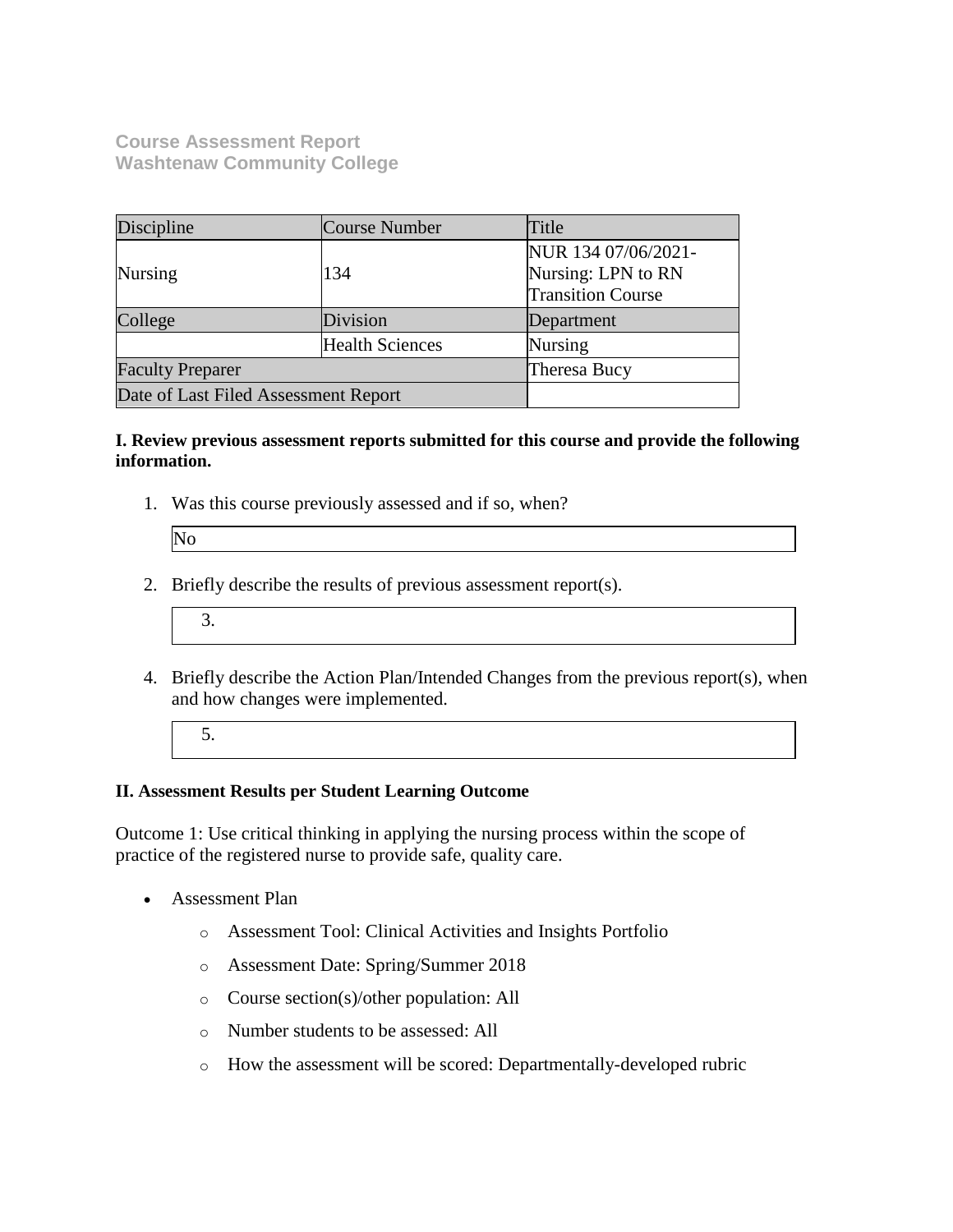**Course Assessment Report**
**Washtenaw Community College**

| Discipline | Course Number | Title |
|---|---|---|
| Nursing | 134 | NUR 134 07/06/2021- Nursing: LPN to RN Transition Course |
| College | Division | Department |
| | Health Sciences | Nursing |
| Faculty Preparer | | Theresa Bucy |
| Date of Last Filed Assessment Report | | |

**I. Review previous assessment reports submitted for this course and provide the following information.**

1. Was this course previously assessed and if so, when?

   No

2. Briefly describe the results of previous assessment report(s).

   3.

4. Briefly describe the Action Plan/Intended Changes from the previous report(s), when and how changes were implemented.

   5.

**II. Assessment Results per Student Learning Outcome**

Outcome 1: Use critical thinking in applying the nursing process within the scope of practice of the registered nurse to provide safe, quality care.

- Assessment Plan
  - Assessment Tool: Clinical Activities and Insights Portfolio
  - Assessment Date: Spring/Summer 2018
  - Course section(s)/other population: All
  - Number students to be assessed: All
  - How the assessment will be scored: Departmentally-developed rubric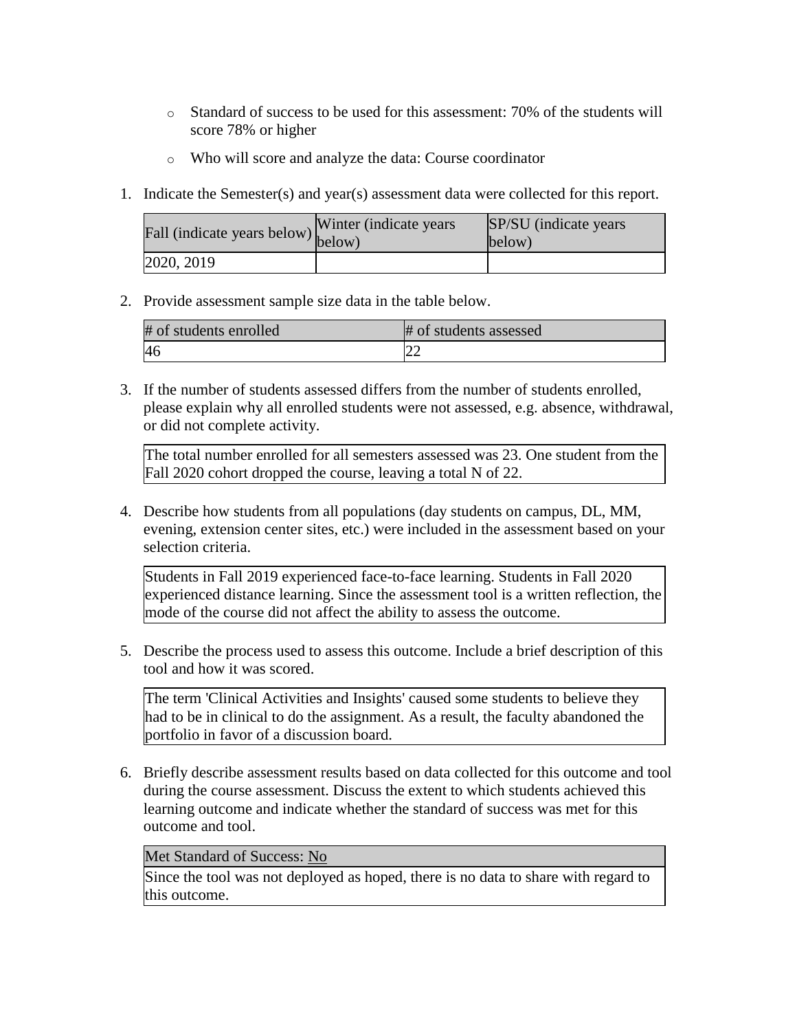- Standard of success to be used for this assessment: 70% of the students will score 78% or higher
- Who will score and analyze the data: Course coordinator

1. Indicate the Semester(s) and year(s) assessment data were collected for this report.

| Fall (indicate years below) | Winter (indicate years below) | SP/SU (indicate years below) |
| --- | --- | --- |
| 2020, 2019 | | |

2. Provide assessment sample size data in the table below.

| # of students enrolled | # of students assessed |
| --- | --- |
| 46 | 22 |

3. If the number of students assessed differs from the number of students enrolled, please explain why all enrolled students were not assessed, e.g. absence, withdrawal, or did not complete activity.

| The total number enrolled for all semesters assessed was 23. One student from the Fall 2020 cohort dropped the course, leaving a total N of 22. |
| --- |

4. Describe how students from all populations (day students on campus, DL, MM, evening, extension center sites, etc.) were included in the assessment based on your selection criteria.

| Students in Fall 2019 experienced face-to-face learning. Students in Fall 2020 experienced distance learning. Since the assessment tool is a written reflection, the mode of the course did not affect the ability to assess the outcome. |
| --- |

5. Describe the process used to assess this outcome. Include a brief description of this tool and how it was scored.

| The term 'Clinical Activities and Insights' caused some students to believe they had to be in clinical to do the assignment. As a result, the faculty abandoned the portfolio in favor of a discussion board. |
| --- |

6. Briefly describe assessment results based on data collected for this outcome and tool during the course assessment. Discuss the extent to which students achieved this learning outcome and indicate whether the standard of success was met for this outcome and tool.

| Met Standard of Success: No |
| --- |
| Since the tool was not deployed as hoped, there is no data to share with regard to this outcome. |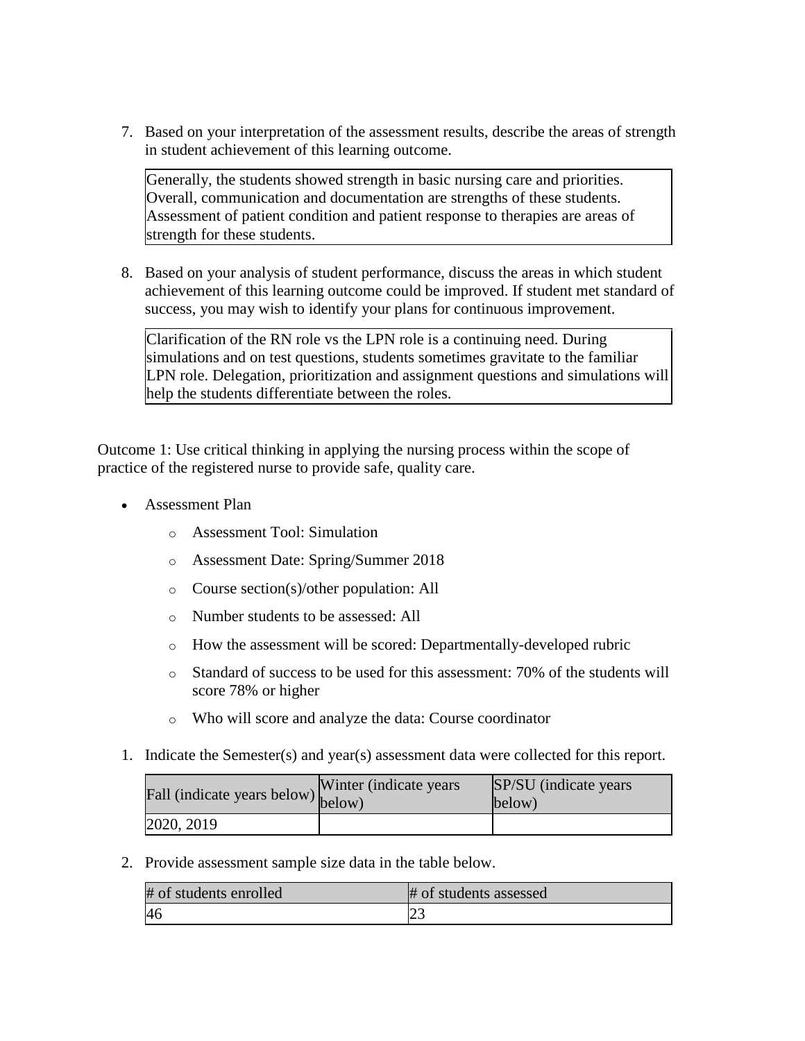7. Based on your interpretation of the assessment results, describe the areas of strength in student achievement of this learning outcome.

| Generally, the students showed strength in basic nursing care and priorities. Overall, communication and documentation are strengths of these students. Assessment of patient condition and patient response to therapies are areas of strength for these students. |
|---|

8. Based on your analysis of student performance, discuss the areas in which student achievement of this learning outcome could be improved. If student met standard of success, you may wish to identify your plans for continuous improvement.

| Clarification of the RN role vs the LPN role is a continuing need. During simulations and on test questions, students sometimes gravitate to the familiar LPN role. Delegation, prioritization and assignment questions and simulations will help the students differentiate between the roles. |
|---|

Outcome 1: Use critical thinking in applying the nursing process within the scope of practice of the registered nurse to provide safe, quality care.

- Assessment Plan
  - Assessment Tool: Simulation
  - Assessment Date: Spring/Summer 2018
  - Course section(s)/other population: All
  - Number students to be assessed: All
  - How the assessment will be scored: Departmentally-developed rubric
  - Standard of success to be used for this assessment: 70% of the students will score 78% or higher
  - Who will score and analyze the data: Course coordinator

1. Indicate the Semester(s) and year(s) assessment data were collected for this report.

| Fall (indicate years below) | Winter (indicate years below) | SP/SU (indicate years below) |
|---|---|---|
| 2020, 2019 | | |

2. Provide assessment sample size data in the table below.

| # of students enrolled | # of students assessed |
|---|---|
| 46 | 23 |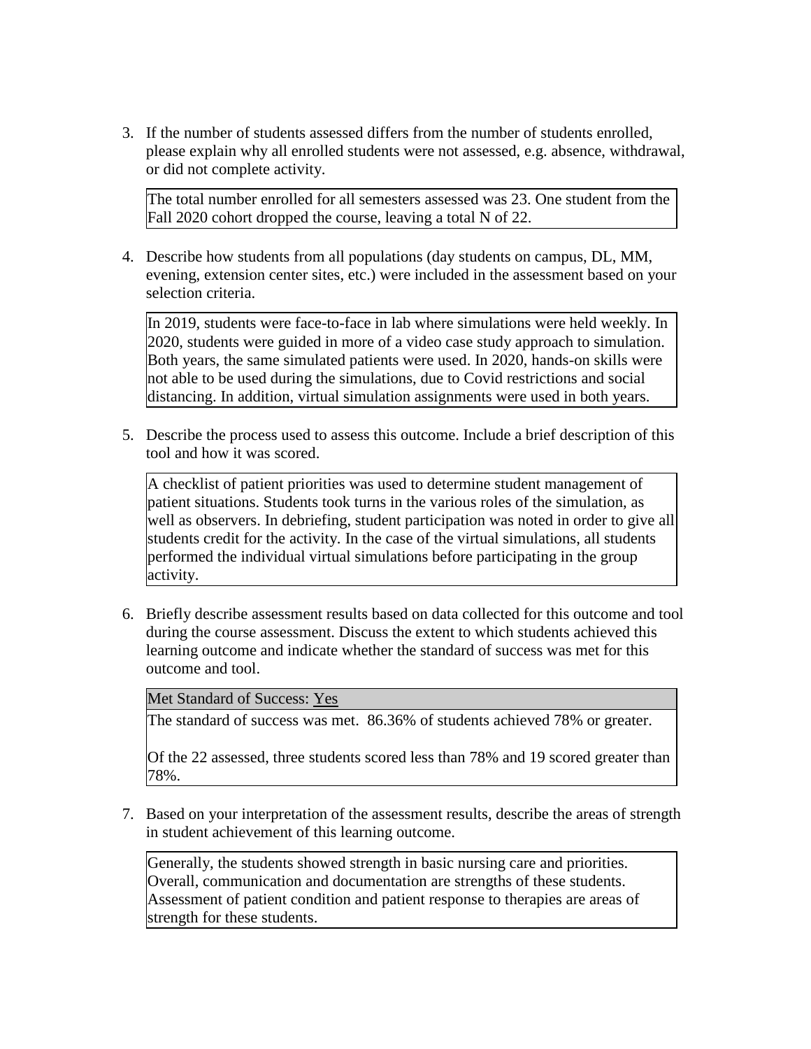3. If the number of students assessed differs from the number of students enrolled, please explain why all enrolled students were not assessed, e.g. absence, withdrawal, or did not complete activity.

   The total number enrolled for all semesters assessed was 23. One student from the Fall 2020 cohort dropped the course, leaving a total N of 22.

4. Describe how students from all populations (day students on campus, DL, MM, evening, extension center sites, etc.) were included in the assessment based on your selection criteria.

   In 2019, students were face-to-face in lab where simulations were held weekly. In 2020, students were guided in more of a video case study approach to simulation. Both years, the same simulated patients were used. In 2020, hands-on skills were not able to be used during the simulations, due to Covid restrictions and social distancing. In addition, virtual simulation assignments were used in both years.

5. Describe the process used to assess this outcome. Include a brief description of this tool and how it was scored.

   A checklist of patient priorities was used to determine student management of patient situations. Students took turns in the various roles of the simulation, as well as observers. In debriefing, student participation was noted in order to give all students credit for the activity. In the case of the virtual simulations, all students performed the individual virtual simulations before participating in the group activity.

6. Briefly describe assessment results based on data collected for this outcome and tool during the course assessment. Discuss the extent to which students achieved this learning outcome and indicate whether the standard of success was met for this outcome and tool.

   Met Standard of Success: Yes

   The standard of success was met. 86.36% of students achieved 78% or greater.

   Of the 22 assessed, three students scored less than 78% and 19 scored greater than 78%.

7. Based on your interpretation of the assessment results, describe the areas of strength in student achievement of this learning outcome.

   Generally, the students showed strength in basic nursing care and priorities. Overall, communication and documentation are strengths of these students. Assessment of patient condition and patient response to therapies are areas of strength for these students.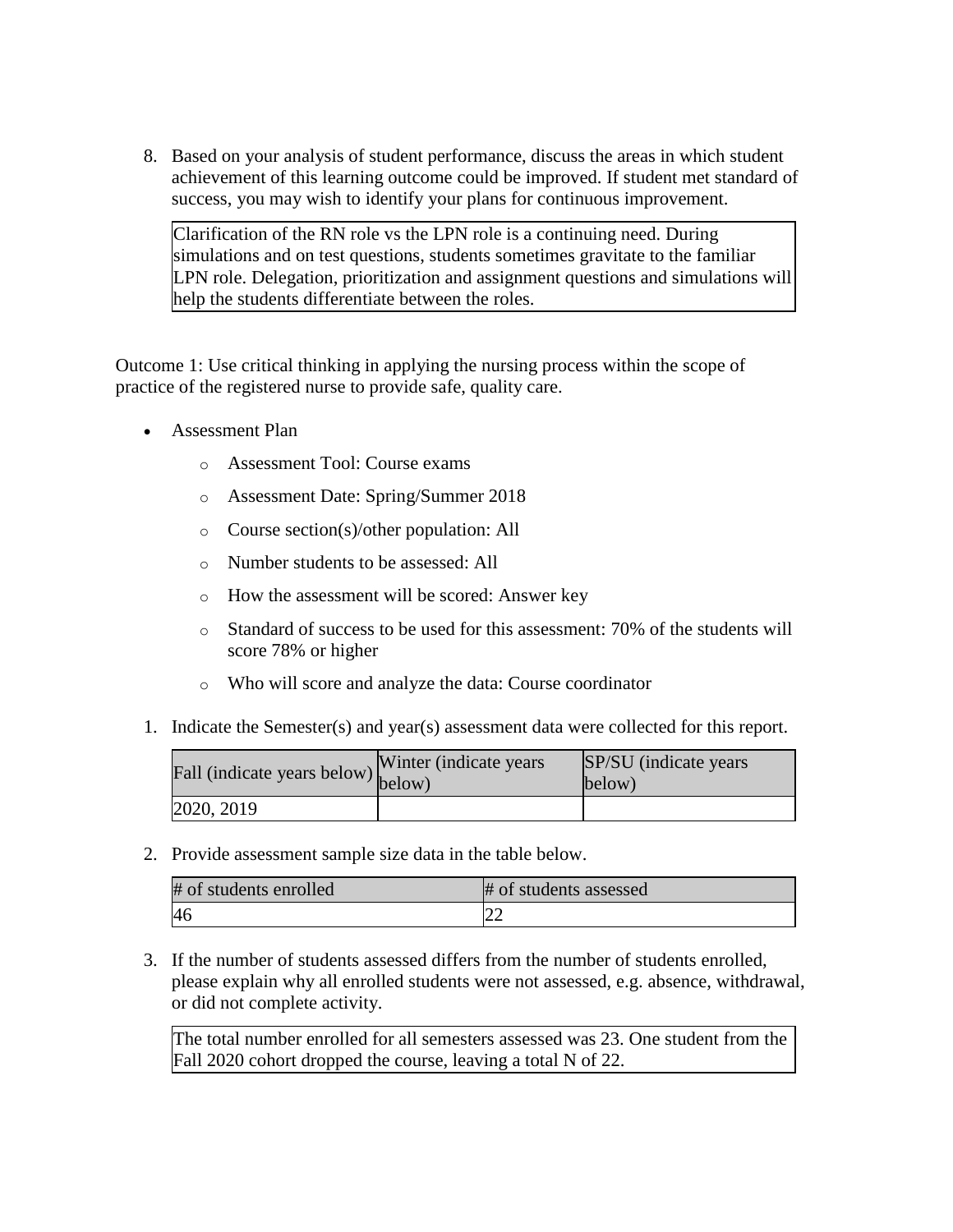8. Based on your analysis of student performance, discuss the areas in which student achievement of this learning outcome could be improved. If student met standard of success, you may wish to identify your plans for continuous improvement.

| Clarification of the RN role vs the LPN role is a continuing need. During simulations and on test questions, students sometimes gravitate to the familiar LPN role. Delegation, prioritization and assignment questions and simulations will help the students differentiate between the roles. |
|---|

Outcome 1: Use critical thinking in applying the nursing process within the scope of practice of the registered nurse to provide safe, quality care.

- Assessment Plan
  - Assessment Tool: Course exams
  - Assessment Date: Spring/Summer 2018
  - Course section(s)/other population: All
  - Number students to be assessed: All
  - How the assessment will be scored: Answer key
  - Standard of success to be used for this assessment: 70% of the students will score 78% or higher
  - Who will score and analyze the data: Course coordinator

1. Indicate the Semester(s) and year(s) assessment data were collected for this report.

| Fall (indicate years below) | Winter (indicate years below) | SP/SU (indicate years below) |
|---|---|---|
| 2020, 2019 | | |

2. Provide assessment sample size data in the table below.

| # of students enrolled | # of students assessed |
|---|---|
| 46 | 22 |

3. If the number of students assessed differs from the number of students enrolled, please explain why all enrolled students were not assessed, e.g. absence, withdrawal, or did not complete activity.

| The total number enrolled for all semesters assessed was 23. One student from the Fall 2020 cohort dropped the course, leaving a total N of 22. |
|---|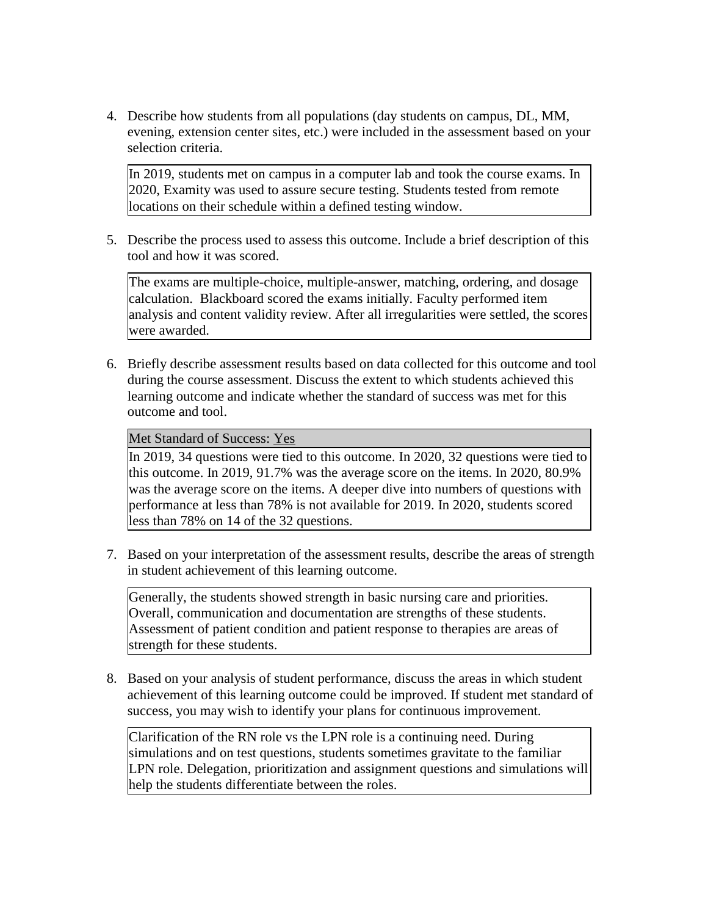4. Describe how students from all populations (day students on campus, DL, MM, evening, extension center sites, etc.) were included in the assessment based on your selection criteria.

   In 2019, students met on campus in a computer lab and took the course exams. In 2020, Examity was used to assure secure testing. Students tested from remote locations on their schedule within a defined testing window.

5. Describe the process used to assess this outcome. Include a brief description of this tool and how it was scored.

   The exams are multiple-choice, multiple-answer, matching, ordering, and dosage calculation. Blackboard scored the exams initially. Faculty performed item analysis and content validity review. After all irregularities were settled, the scores were awarded.

6. Briefly describe assessment results based on data collected for this outcome and tool during the course assessment. Discuss the extent to which students achieved this learning outcome and indicate whether the standard of success was met for this outcome and tool.

   Met Standard of Success: Yes

   In 2019, 34 questions were tied to this outcome. In 2020, 32 questions were tied to this outcome. In 2019, 91.7% was the average score on the items. In 2020, 80.9% was the average score on the items. A deeper dive into numbers of questions with performance at less than 78% is not available for 2019. In 2020, students scored less than 78% on 14 of the 32 questions.

7. Based on your interpretation of the assessment results, describe the areas of strength in student achievement of this learning outcome.

   Generally, the students showed strength in basic nursing care and priorities. Overall, communication and documentation are strengths of these students. Assessment of patient condition and patient response to therapies are areas of strength for these students.

8. Based on your analysis of student performance, discuss the areas in which student achievement of this learning outcome could be improved. If student met standard of success, you may wish to identify your plans for continuous improvement.

   Clarification of the RN role vs the LPN role is a continuing need. During simulations and on test questions, students sometimes gravitate to the familiar LPN role. Delegation, prioritization and assignment questions and simulations will help the students differentiate between the roles.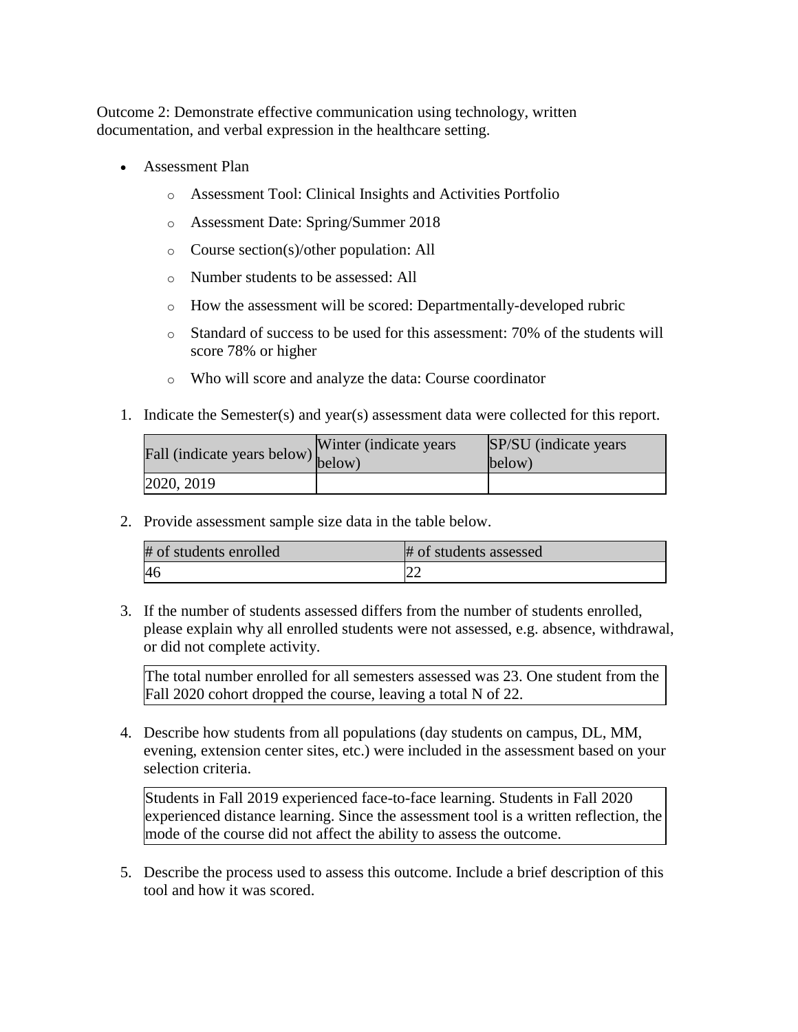Outcome 2: Demonstrate effective communication using technology, written documentation, and verbal expression in the healthcare setting.

- Assessment Plan
  - Assessment Tool: Clinical Insights and Activities Portfolio
  - Assessment Date: Spring/Summer 2018
  - Course section(s)/other population: All
  - Number students to be assessed: All
  - How the assessment will be scored: Departmentally-developed rubric
  - Standard of success to be used for this assessment: 70% of the students will score 78% or higher
  - Who will score and analyze the data: Course coordinator

1. Indicate the Semester(s) and year(s) assessment data were collected for this report.

| Fall (indicate years below) | Winter (indicate years below) | SP/SU (indicate years below) |
| --- | --- | --- |
| 2020, 2019 | | |

2. Provide assessment sample size data in the table below.

| # of students enrolled | # of students assessed |
| --- | --- |
| 46 | 22 |

3. If the number of students assessed differs from the number of students enrolled, please explain why all enrolled students were not assessed, e.g. absence, withdrawal, or did not complete activity.

| The total number enrolled for all semesters assessed was 23. One student from the Fall 2020 cohort dropped the course, leaving a total N of 22. |
| --- |

4. Describe how students from all populations (day students on campus, DL, MM, evening, extension center sites, etc.) were included in the assessment based on your selection criteria.

| Students in Fall 2019 experienced face-to-face learning. Students in Fall 2020 experienced distance learning. Since the assessment tool is a written reflection, the mode of the course did not affect the ability to assess the outcome. |
| --- |

5. Describe the process used to assess this outcome. Include a brief description of this tool and how it was scored.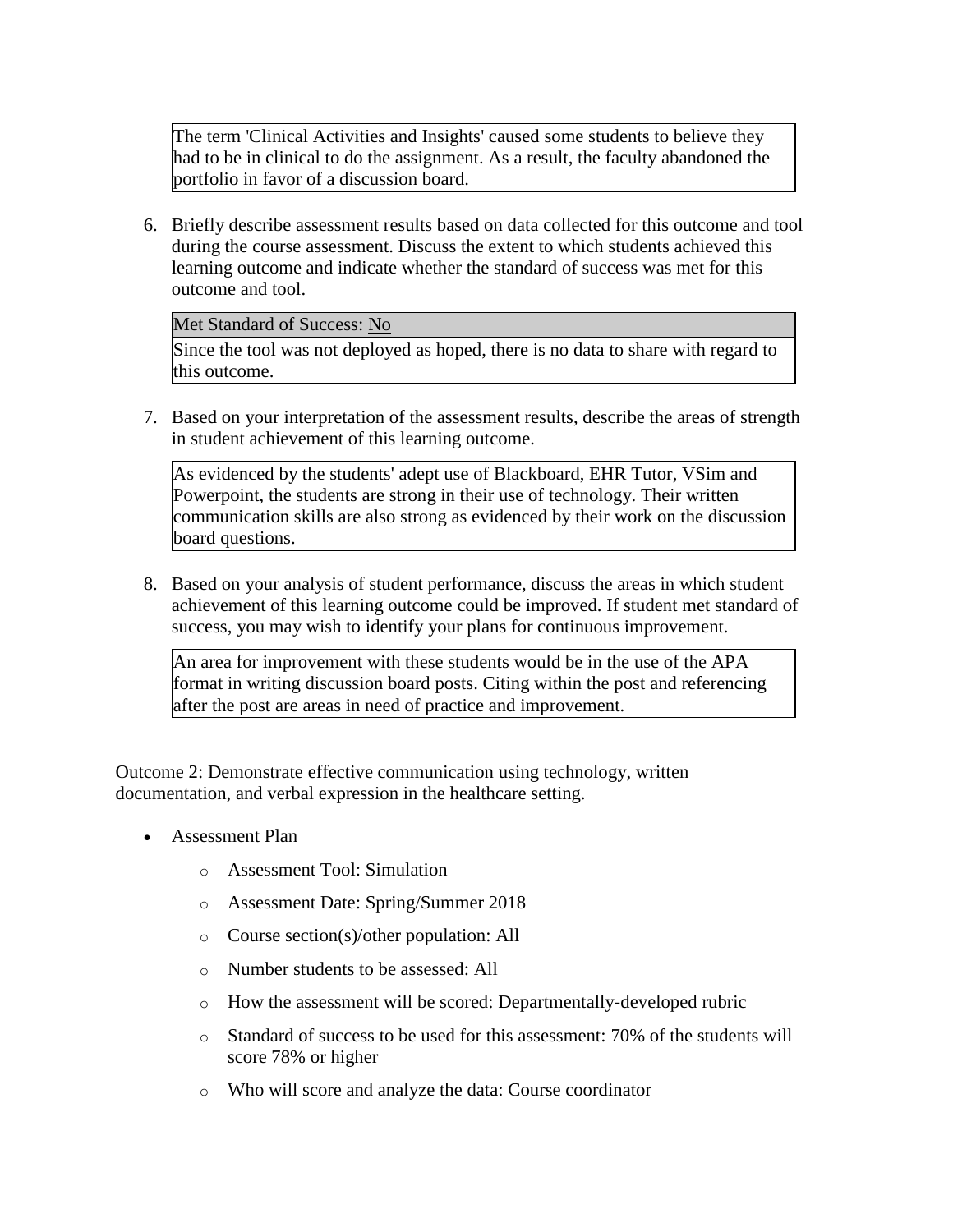The term 'Clinical Activities and Insights' caused some students to believe they had to be in clinical to do the assignment. As a result, the faculty abandoned the portfolio in favor of a discussion board.

6. Briefly describe assessment results based on data collected for this outcome and tool during the course assessment. Discuss the extent to which students achieved this learning outcome and indicate whether the standard of success was met for this outcome and tool.

   Met Standard of Success: No

   Since the tool was not deployed as hoped, there is no data to share with regard to this outcome.

7. Based on your interpretation of the assessment results, describe the areas of strength in student achievement of this learning outcome.

   As evidenced by the students' adept use of Blackboard, EHR Tutor, VSim and Powerpoint, the students are strong in their use of technology. Their written communication skills are also strong as evidenced by their work on the discussion board questions.

8. Based on your analysis of student performance, discuss the areas in which student achievement of this learning outcome could be improved. If student met standard of success, you may wish to identify your plans for continuous improvement.

   An area for improvement with these students would be in the use of the APA format in writing discussion board posts. Citing within the post and referencing after the post are areas in need of practice and improvement.

Outcome 2: Demonstrate effective communication using technology, written documentation, and verbal expression in the healthcare setting.

- Assessment Plan
  - Assessment Tool: Simulation
  - Assessment Date: Spring/Summer 2018
  - Course section(s)/other population: All
  - Number students to be assessed: All
  - How the assessment will be scored: Departmentally-developed rubric
  - Standard of success to be used for this assessment: 70% of the students will score 78% or higher
  - Who will score and analyze the data: Course coordinator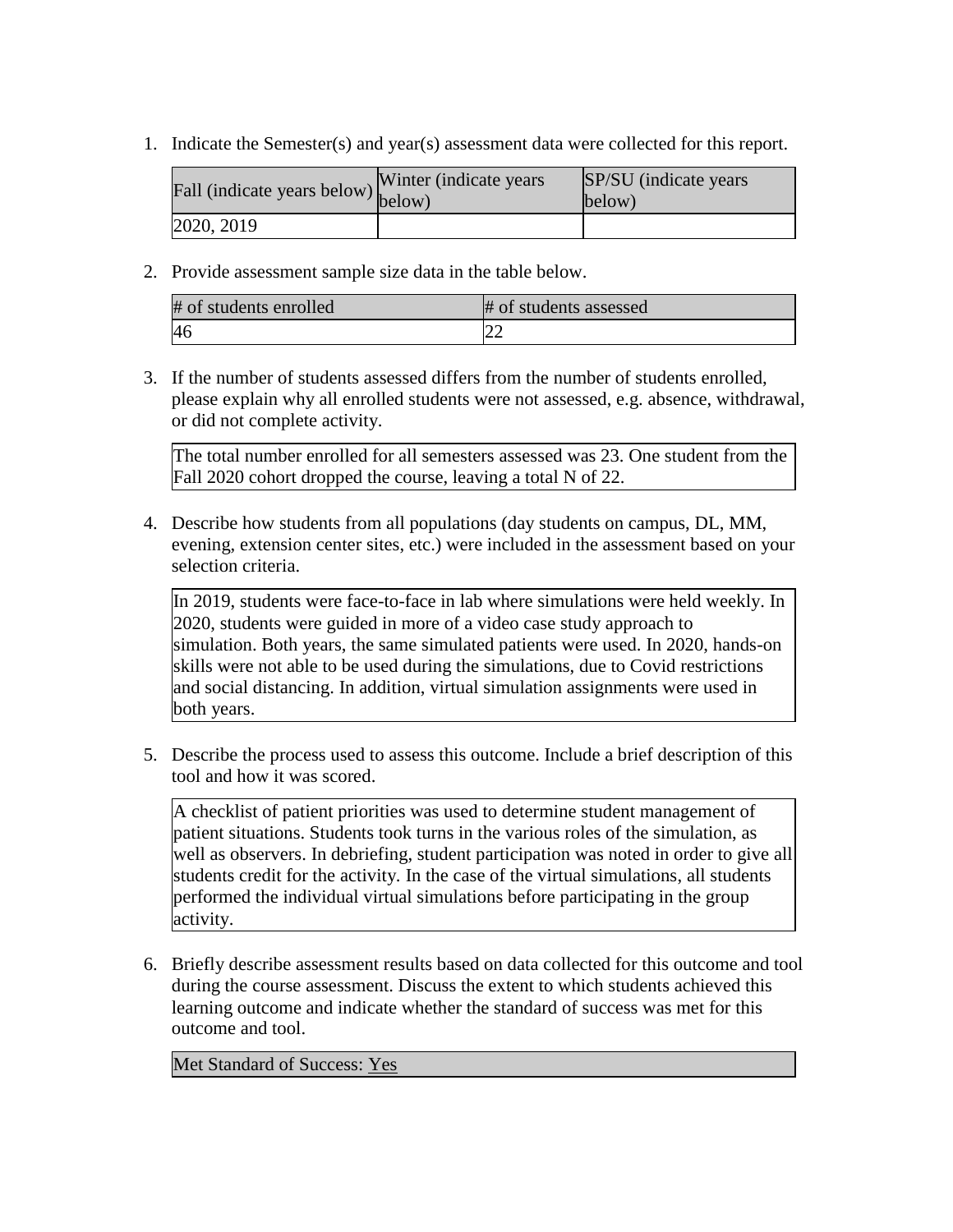1. Indicate the Semester(s) and year(s) assessment data were collected for this report.

| Fall (indicate years below) | Winter (indicate years below) | SP/SU (indicate years below) |
|---|---|---|
| 2020, 2019 | | |

2. Provide assessment sample size data in the table below.

| # of students enrolled | # of students assessed |
|---|---|
| 46 | 22 |

3. If the number of students assessed differs from the number of students enrolled, please explain why all enrolled students were not assessed, e.g. absence, withdrawal, or did not complete activity.

| The total number enrolled for all semesters assessed was 23. One student from the Fall 2020 cohort dropped the course, leaving a total N of 22. |
|---|

4. Describe how students from all populations (day students on campus, DL, MM, evening, extension center sites, etc.) were included in the assessment based on your selection criteria.

| In 2019, students were face-to-face in lab where simulations were held weekly. In 2020, students were guided in more of a video case study approach to simulation. Both years, the same simulated patients were used. In 2020, hands-on skills were not able to be used during the simulations, due to Covid restrictions and social distancing. In addition, virtual simulation assignments were used in both years. |
|---|

5. Describe the process used to assess this outcome. Include a brief description of this tool and how it was scored.

| A checklist of patient priorities was used to determine student management of patient situations. Students took turns in the various roles of the simulation, as well as observers. In debriefing, student participation was noted in order to give all students credit for the activity. In the case of the virtual simulations, all students performed the individual virtual simulations before participating in the group activity. |
|---|

6. Briefly describe assessment results based on data collected for this outcome and tool during the course assessment. Discuss the extent to which students achieved this learning outcome and indicate whether the standard of success was met for this outcome and tool.

| Met Standard of Success: Yes |
|---|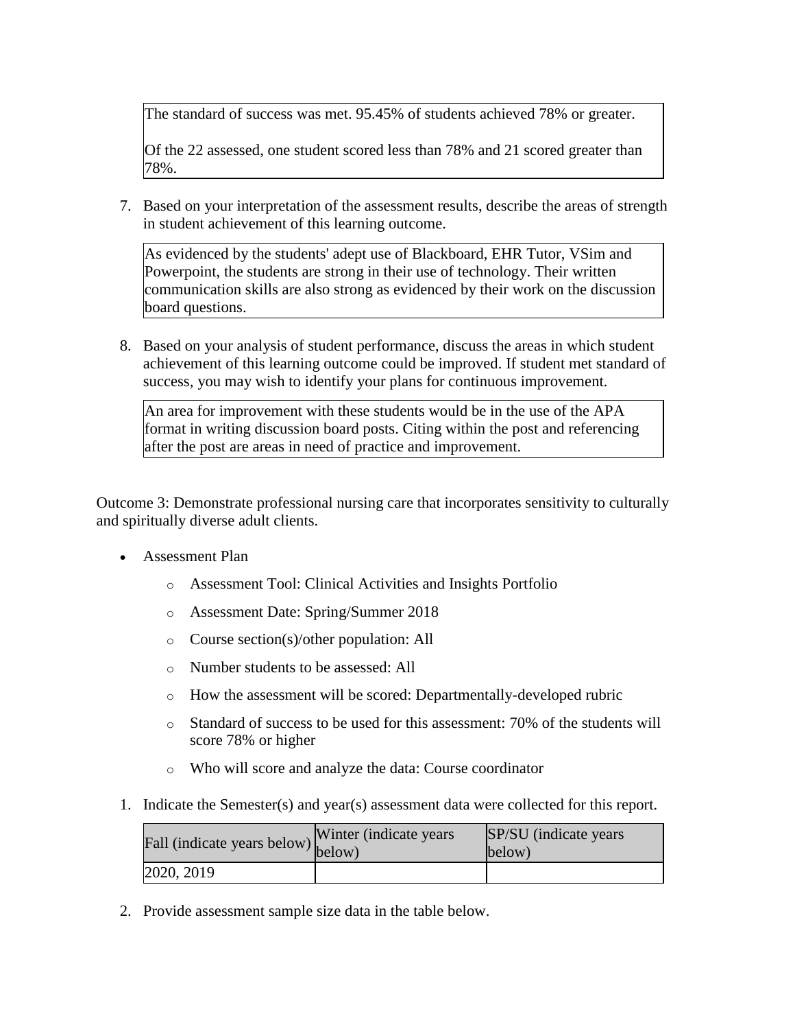The standard of success was met. 95.45% of students achieved 78% or greater.

Of the 22 assessed, one student scored less than 78% and 21 scored greater than 78%.

7. Based on your interpretation of the assessment results, describe the areas of strength in student achievement of this learning outcome.

As evidenced by the students' adept use of Blackboard, EHR Tutor, VSim and Powerpoint, the students are strong in their use of technology. Their written communication skills are also strong as evidenced by their work on the discussion board questions.

8. Based on your analysis of student performance, discuss the areas in which student achievement of this learning outcome could be improved. If student met standard of success, you may wish to identify your plans for continuous improvement.

An area for improvement with these students would be in the use of the APA format in writing discussion board posts. Citing within the post and referencing after the post are areas in need of practice and improvement.

Outcome 3: Demonstrate professional nursing care that incorporates sensitivity to culturally and spiritually diverse adult clients.

- Assessment Plan
  - Assessment Tool: Clinical Activities and Insights Portfolio
  - Assessment Date: Spring/Summer 2018
  - Course section(s)/other population: All
  - Number students to be assessed: All
  - How the assessment will be scored: Departmentally-developed rubric
  - Standard of success to be used for this assessment: 70% of the students will score 78% or higher
  - Who will score and analyze the data: Course coordinator

1. Indicate the Semester(s) and year(s) assessment data were collected for this report.

| Fall (indicate years below) | Winter (indicate years below) | SP/SU (indicate years below) |
| --- | --- | --- |
| 2020, 2019 | | |

2. Provide assessment sample size data in the table below.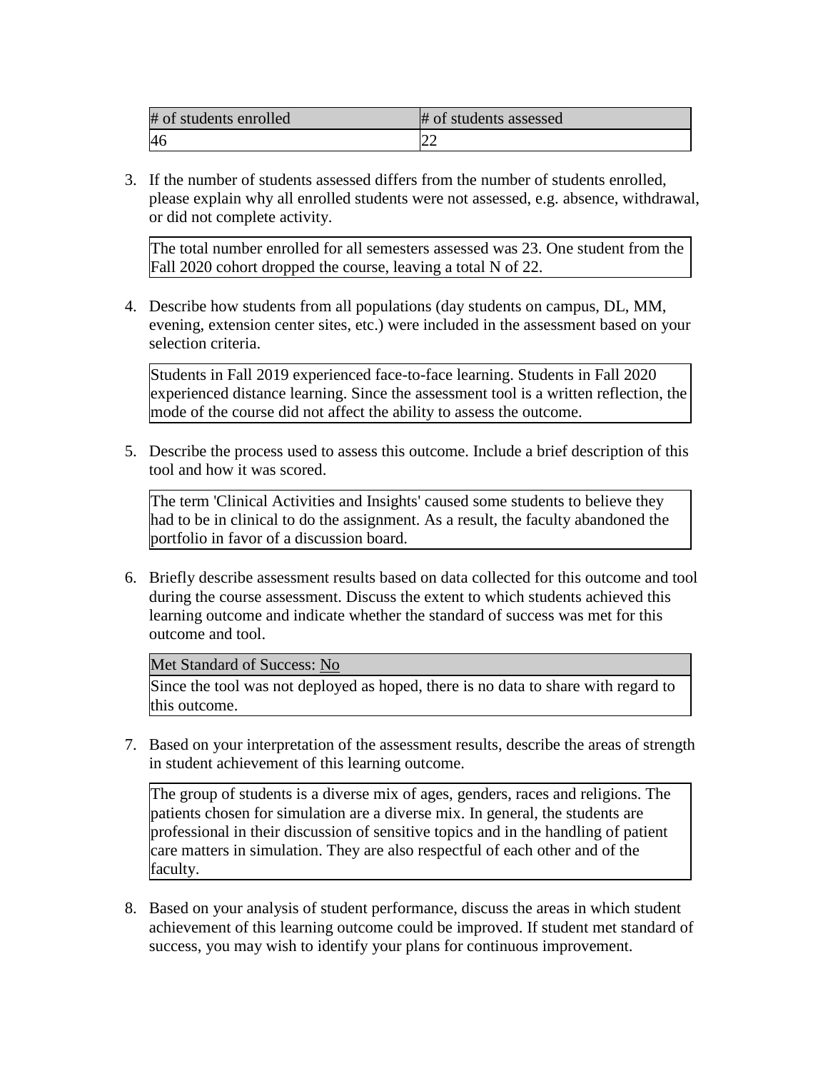| # of students enrolled | # of students assessed |
| --- | --- |
| 46 | 22 |

3. If the number of students assessed differs from the number of students enrolled, please explain why all enrolled students were not assessed, e.g. absence, withdrawal, or did not complete activity.

| The total number enrolled for all semesters assessed was 23. One student from the Fall 2020 cohort dropped the course, leaving a total N of 22. |
| --- |

4. Describe how students from all populations (day students on campus, DL, MM, evening, extension center sites, etc.) were included in the assessment based on your selection criteria.

| Students in Fall 2019 experienced face-to-face learning. Students in Fall 2020 experienced distance learning. Since the assessment tool is a written reflection, the mode of the course did not affect the ability to assess the outcome. |
| --- |

5. Describe the process used to assess this outcome. Include a brief description of this tool and how it was scored.

| The term 'Clinical Activities and Insights' caused some students to believe they had to be in clinical to do the assignment. As a result, the faculty abandoned the portfolio in favor of a discussion board. |
| --- |

6. Briefly describe assessment results based on data collected for this outcome and tool during the course assessment. Discuss the extent to which students achieved this learning outcome and indicate whether the standard of success was met for this outcome and tool.

| Met Standard of Success: No |
| --- |
| Since the tool was not deployed as hoped, there is no data to share with regard to this outcome. |

7. Based on your interpretation of the assessment results, describe the areas of strength in student achievement of this learning outcome.

| The group of students is a diverse mix of ages, genders, races and religions. The patients chosen for simulation are a diverse mix. In general, the students are professional in their discussion of sensitive topics and in the handling of patient care matters in simulation. They are also respectful of each other and of the faculty. |
| --- |

8. Based on your analysis of student performance, discuss the areas in which student achievement of this learning outcome could be improved. If student met standard of success, you may wish to identify your plans for continuous improvement.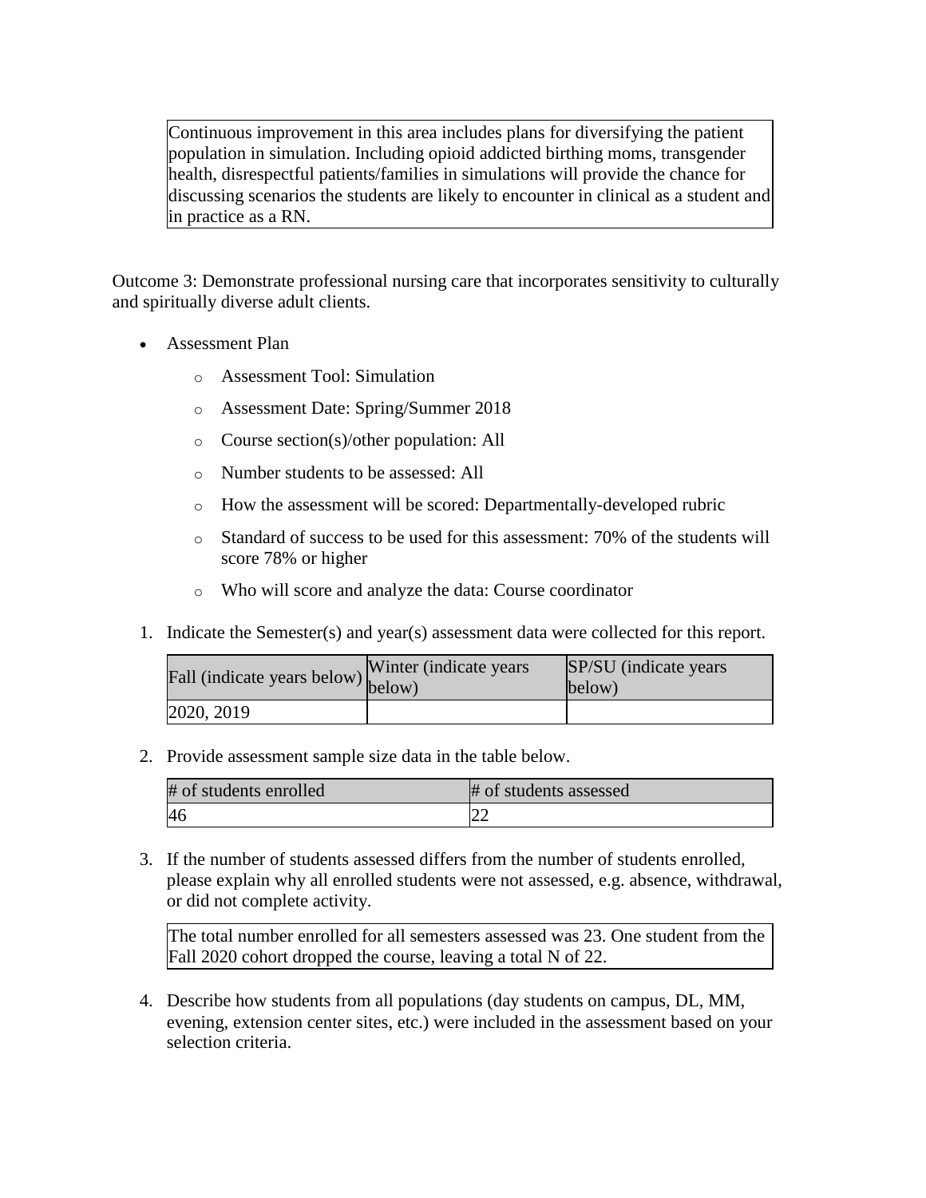Continuous improvement in this area includes plans for diversifying the patient population in simulation. Including opioid addicted birthing moms, transgender health, disrespectful patients/families in simulations will provide the chance for discussing scenarios the students are likely to encounter in clinical as a student and in practice as a RN.

Outcome 3: Demonstrate professional nursing care that incorporates sensitivity to culturally and spiritually diverse adult clients.

- Assessment Plan
  - Assessment Tool: Simulation
  - Assessment Date: Spring/Summer 2018
  - Course section(s)/other population: All
  - Number students to be assessed: All
  - How the assessment will be scored: Departmentally-developed rubric
  - Standard of success to be used for this assessment: 70% of the students will score 78% or higher
  - Who will score and analyze the data: Course coordinator

1. Indicate the Semester(s) and year(s) assessment data were collected for this report.

| Fall (indicate years below) | Winter (indicate years below) | SP/SU (indicate years below) |
|---|---|---|
| 2020, 2019 | | |

2. Provide assessment sample size data in the table below.

| # of students enrolled | # of students assessed |
|---|---|
| 46 | 22 |

3. If the number of students assessed differs from the number of students enrolled, please explain why all enrolled students were not assessed, e.g. absence, withdrawal, or did not complete activity.

The total number enrolled for all semesters assessed was 23. One student from the Fall 2020 cohort dropped the course, leaving a total N of 22.

4. Describe how students from all populations (day students on campus, DL, MM, evening, extension center sites, etc.) were included in the assessment based on your selection criteria.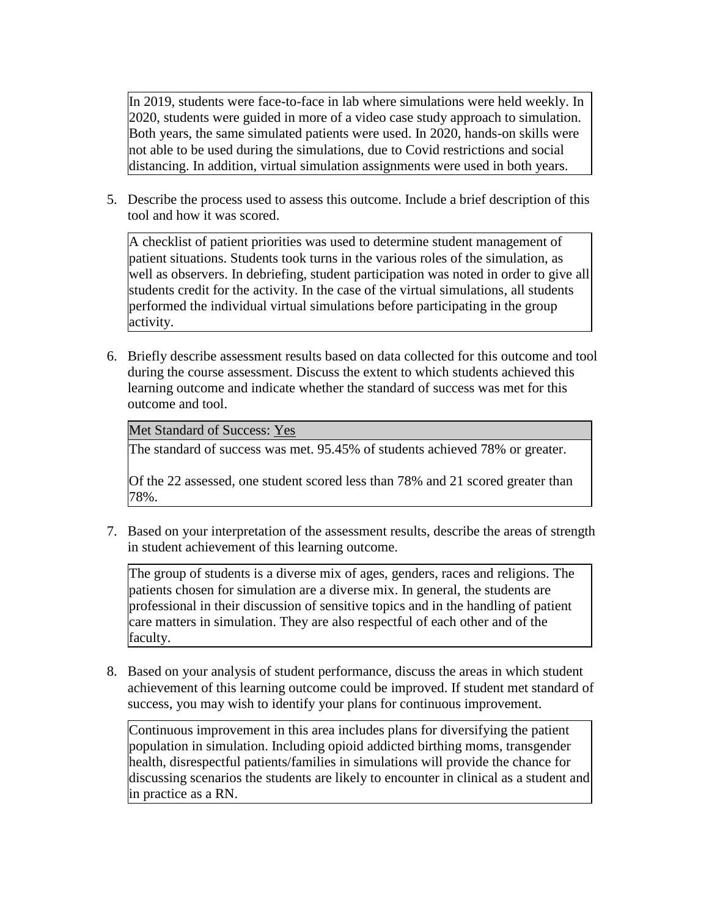In 2019, students were face-to-face in lab where simulations were held weekly. In 2020, students were guided in more of a video case study approach to simulation. Both years, the same simulated patients were used. In 2020, hands-on skills were not able to be used during the simulations, due to Covid restrictions and social distancing. In addition, virtual simulation assignments were used in both years.

5. Describe the process used to assess this outcome. Include a brief description of this tool and how it was scored.

A checklist of patient priorities was used to determine student management of patient situations. Students took turns in the various roles of the simulation, as well as observers. In debriefing, student participation was noted in order to give all students credit for the activity. In the case of the virtual simulations, all students performed the individual virtual simulations before participating in the group activity.

6. Briefly describe assessment results based on data collected for this outcome and tool during the course assessment. Discuss the extent to which students achieved this learning outcome and indicate whether the standard of success was met for this outcome and tool.

Met Standard of Success: Yes

The standard of success was met. 95.45% of students achieved 78% or greater.

Of the 22 assessed, one student scored less than 78% and 21 scored greater than 78%.

7. Based on your interpretation of the assessment results, describe the areas of strength in student achievement of this learning outcome.

The group of students is a diverse mix of ages, genders, races and religions. The patients chosen for simulation are a diverse mix. In general, the students are professional in their discussion of sensitive topics and in the handling of patient care matters in simulation. They are also respectful of each other and of the faculty.

8. Based on your analysis of student performance, discuss the areas in which student achievement of this learning outcome could be improved. If student met standard of success, you may wish to identify your plans for continuous improvement.

Continuous improvement in this area includes plans for diversifying the patient population in simulation. Including opioid addicted birthing moms, transgender health, disrespectful patients/families in simulations will provide the chance for discussing scenarios the students are likely to encounter in clinical as a student and in practice as a RN.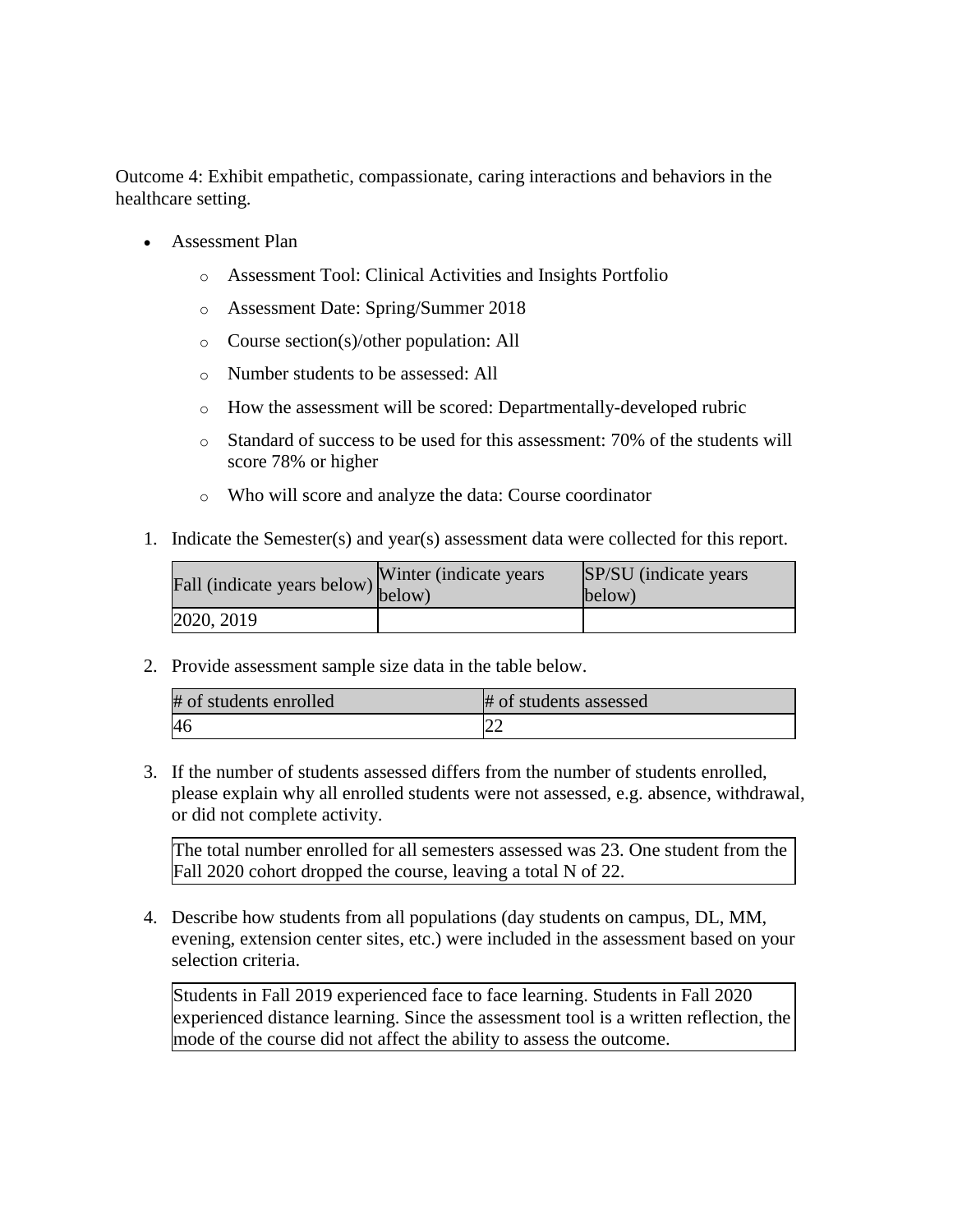Outcome 4: Exhibit empathetic, compassionate, caring interactions and behaviors in the healthcare setting.

- Assessment Plan
  - Assessment Tool: Clinical Activities and Insights Portfolio
  - Assessment Date: Spring/Summer 2018
  - Course section(s)/other population: All
  - Number students to be assessed: All
  - How the assessment will be scored: Departmentally-developed rubric
  - Standard of success to be used for this assessment: 70% of the students will score 78% or higher
  - Who will score and analyze the data: Course coordinator

1. Indicate the Semester(s) and year(s) assessment data were collected for this report.

| Fall (indicate years below) | Winter (indicate years below) | SP/SU (indicate years below) |
|---|---|---|
| 2020, 2019 | | |

2. Provide assessment sample size data in the table below.

| # of students enrolled | # of students assessed |
|---|---|
| 46 | 22 |

3. If the number of students assessed differs from the number of students enrolled, please explain why all enrolled students were not assessed, e.g. absence, withdrawal, or did not complete activity.

The total number enrolled for all semesters assessed was 23. One student from the Fall 2020 cohort dropped the course, leaving a total N of 22.

4. Describe how students from all populations (day students on campus, DL, MM, evening, extension center sites, etc.) were included in the assessment based on your selection criteria.

Students in Fall 2019 experienced face to face learning. Students in Fall 2020 experienced distance learning. Since the assessment tool is a written reflection, the mode of the course did not affect the ability to assess the outcome.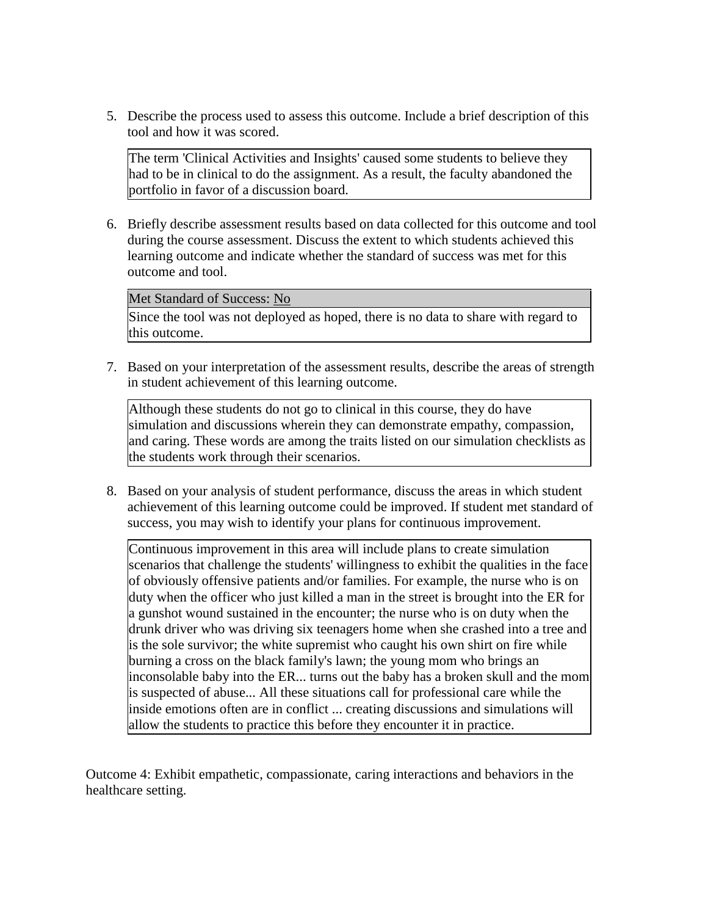5. Describe the process used to assess this outcome. Include a brief description of this tool and how it was scored.

   The term 'Clinical Activities and Insights' caused some students to believe they had to be in clinical to do the assignment. As a result, the faculty abandoned the portfolio in favor of a discussion board.

6. Briefly describe assessment results based on data collected for this outcome and tool during the course assessment. Discuss the extent to which students achieved this learning outcome and indicate whether the standard of success was met for this outcome and tool.

   Met Standard of Success: No

   Since the tool was not deployed as hoped, there is no data to share with regard to this outcome.

7. Based on your interpretation of the assessment results, describe the areas of strength in student achievement of this learning outcome.

   Although these students do not go to clinical in this course, they do have simulation and discussions wherein they can demonstrate empathy, compassion, and caring. These words are among the traits listed on our simulation checklists as the students work through their scenarios.

8. Based on your analysis of student performance, discuss the areas in which student achievement of this learning outcome could be improved. If student met standard of success, you may wish to identify your plans for continuous improvement.

   Continuous improvement in this area will include plans to create simulation scenarios that challenge the students' willingness to exhibit the qualities in the face of obviously offensive patients and/or families. For example, the nurse who is on duty when the officer who just killed a man in the street is brought into the ER for a gunshot wound sustained in the encounter; the nurse who is on duty when the drunk driver who was driving six teenagers home when she crashed into a tree and is the sole survivor; the white supremist who caught his own shirt on fire while burning a cross on the black family's lawn; the young mom who brings an inconsolable baby into the ER... turns out the baby has a broken skull and the mom is suspected of abuse... All these situations call for professional care while the inside emotions often are in conflict ... creating discussions and simulations will allow the students to practice this before they encounter it in practice.

Outcome 4: Exhibit empathetic, compassionate, caring interactions and behaviors in the healthcare setting.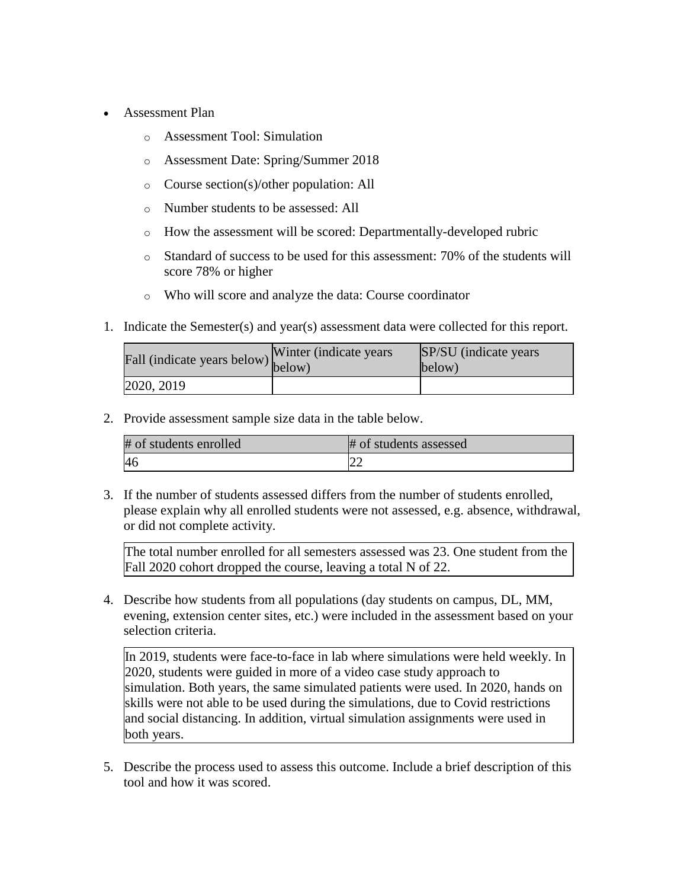- Assessment Plan
    - Assessment Tool: Simulation
    - Assessment Date: Spring/Summer 2018
    - Course section(s)/other population: All
    - Number students to be assessed: All
    - How the assessment will be scored: Departmentally-developed rubric
    - Standard of success to be used for this assessment: 70% of the students will score 78% or higher
    - Who will score and analyze the data: Course coordinator

1. Indicate the Semester(s) and year(s) assessment data were collected for this report.

| Fall (indicate years below) | Winter (indicate years below) | SP/SU (indicate years below) |
|---|---|---|
| 2020, 2019 | | |

2. Provide assessment sample size data in the table below.

| # of students enrolled | # of students assessed |
|---|---|
| 46 | 22 |

3. If the number of students assessed differs from the number of students enrolled, please explain why all enrolled students were not assessed, e.g. absence, withdrawal, or did not complete activity.

> The total number enrolled for all semesters assessed was 23. One student from the Fall 2020 cohort dropped the course, leaving a total N of 22.

4. Describe how students from all populations (day students on campus, DL, MM, evening, extension center sites, etc.) were included in the assessment based on your selection criteria.

> In 2019, students were face-to-face in lab where simulations were held weekly. In 2020, students were guided in more of a video case study approach to simulation. Both years, the same simulated patients were used. In 2020, hands on skills were not able to be used during the simulations, due to Covid restrictions and social distancing. In addition, virtual simulation assignments were used in both years.

5. Describe the process used to assess this outcome. Include a brief description of this tool and how it was scored.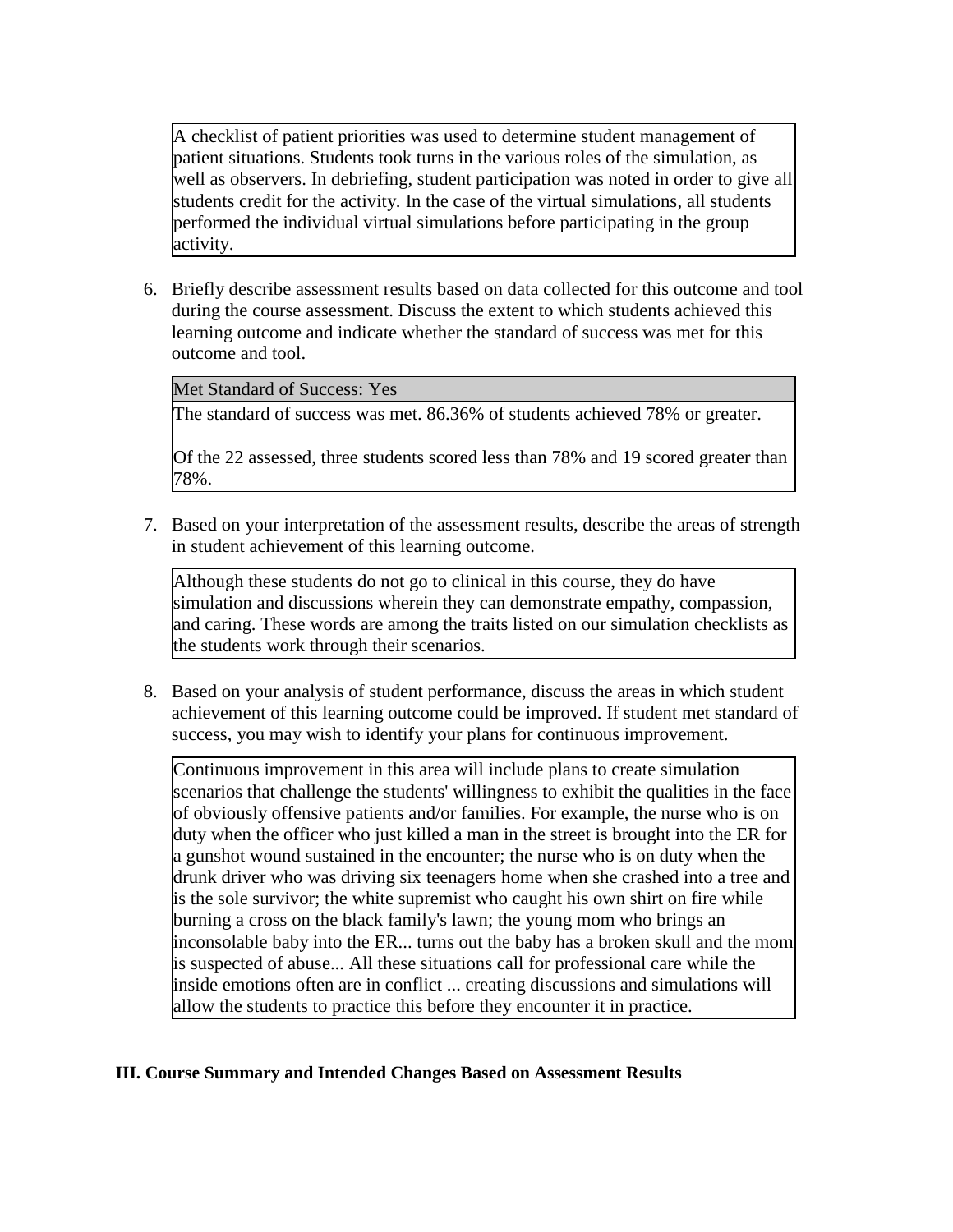A checklist of patient priorities was used to determine student management of patient situations. Students took turns in the various roles of the simulation, as well as observers. In debriefing, student participation was noted in order to give all students credit for the activity. In the case of the virtual simulations, all students performed the individual virtual simulations before participating in the group activity.

6. Briefly describe assessment results based on data collected for this outcome and tool during the course assessment. Discuss the extent to which students achieved this learning outcome and indicate whether the standard of success was met for this outcome and tool.

Met Standard of Success: Yes

The standard of success was met. 86.36% of students achieved 78% or greater.

Of the 22 assessed, three students scored less than 78% and 19 scored greater than 78%.

7. Based on your interpretation of the assessment results, describe the areas of strength in student achievement of this learning outcome.

Although these students do not go to clinical in this course, they do have simulation and discussions wherein they can demonstrate empathy, compassion, and caring. These words are among the traits listed on our simulation checklists as the students work through their scenarios.

8. Based on your analysis of student performance, discuss the areas in which student achievement of this learning outcome could be improved. If student met standard of success, you may wish to identify your plans for continuous improvement.

Continuous improvement in this area will include plans to create simulation scenarios that challenge the students' willingness to exhibit the qualities in the face of obviously offensive patients and/or families. For example, the nurse who is on duty when the officer who just killed a man in the street is brought into the ER for a gunshot wound sustained in the encounter; the nurse who is on duty when the drunk driver who was driving six teenagers home when she crashed into a tree and is the sole survivor; the white supremist who caught his own shirt on fire while burning a cross on the black family's lawn; the young mom who brings an inconsolable baby into the ER... turns out the baby has a broken skull and the mom is suspected of abuse... All these situations call for professional care while the inside emotions often are in conflict ... creating discussions and simulations will allow the students to practice this before they encounter it in practice.

**III. Course Summary and Intended Changes Based on Assessment Results**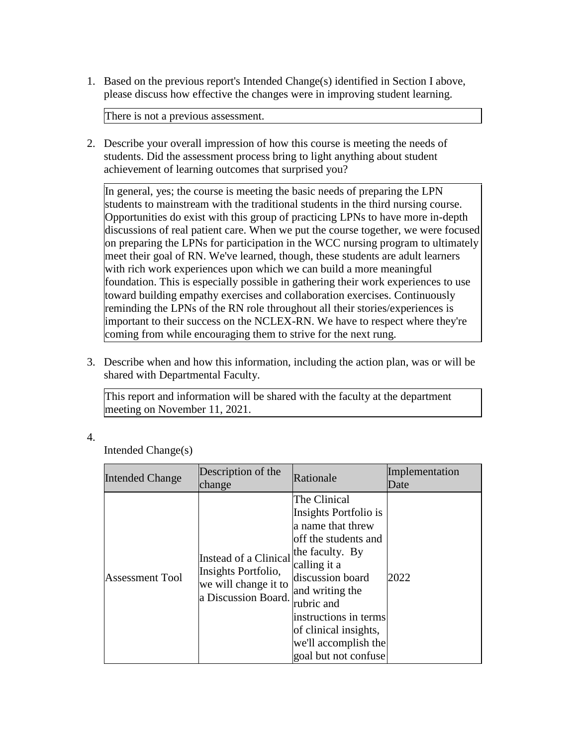1. Based on the previous report's Intended Change(s) identified in Section I above, please discuss how effective the changes were in improving student learning.

   There is not a previous assessment.

2. Describe your overall impression of how this course is meeting the needs of students. Did the assessment process bring to light anything about student achievement of learning outcomes that surprised you?

   In general, yes; the course is meeting the basic needs of preparing the LPN students to mainstream with the traditional students in the third nursing course. Opportunities do exist with this group of practicing LPNs to have more in-depth discussions of real patient care. When we put the course together, we were focused on preparing the LPNs for participation in the WCC nursing program to ultimately meet their goal of RN. We've learned, though, these students are adult learners with rich work experiences upon which we can build a more meaningful foundation. This is especially possible in gathering their work experiences to use toward building empathy exercises and collaboration exercises. Continuously reminding the LPNs of the RN role throughout all their stories/experiences is important to their success on the NCLEX-RN. We have to respect where they're coming from while encouraging them to strive for the next rung.

3. Describe when and how this information, including the action plan, was or will be shared with Departmental Faculty.

   This report and information will be shared with the faculty at the department meeting on November 11, 2021.

4. Intended Change(s)

| Intended Change | Description of the change | Rationale | Implementation Date |
| --- | --- | --- | --- |
| Assessment Tool | Instead of a Clinical Insights Portfolio, we will change it to a Discussion Board. | The Clinical Insights Portfolio is a name that threw off the students and the faculty. By calling it a discussion board and writing the rubric and instructions in terms of clinical insights, we'll accomplish the goal but not confuse | 2022 |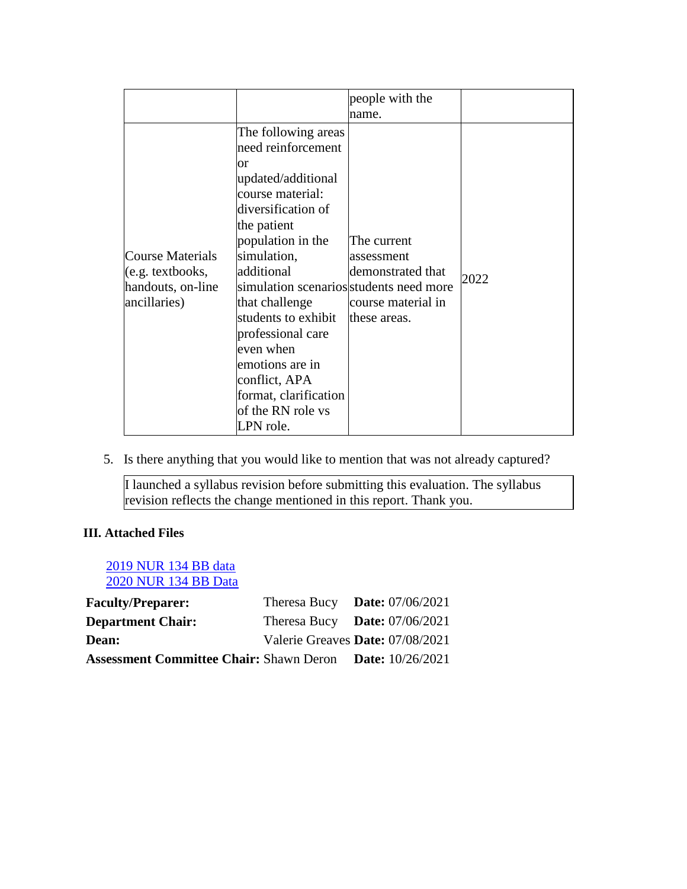| | | | |
|---|---|---|---|
| | | people with the name. | |
| Course Materials (e.g. textbooks, handouts, on-line ancillaries) | The following areas need reinforcement or updated/additional course material: diversification of the patient population in the simulation, additional simulation scenarios that challenge students to exhibit professional care even when emotions are in conflict, APA format, clarification of the RN role vs LPN role. | The current assessment demonstrated that students need more course material in these areas. | 2022 |

5. Is there anything that you would like to mention that was not already captured?

I launched a syllabus revision before submitting this evaluation. The syllabus revision reflects the change mentioned in this report. Thank you.

### III. Attached Files

2019 NUR 134 BB data
2020 NUR 134 BB Data

| | | |
|---|---|---|
| **Faculty/Preparer:** | Theresa Bucy | **Date:** 07/06/2021 |
| **Department Chair:** | Theresa Bucy | **Date:** 07/06/2021 |
| **Dean:** | Valerie Greaves | **Date:** 07/08/2021 |
| **Assessment Committee Chair:** | Shawn Deron | **Date:** 10/26/2021 |